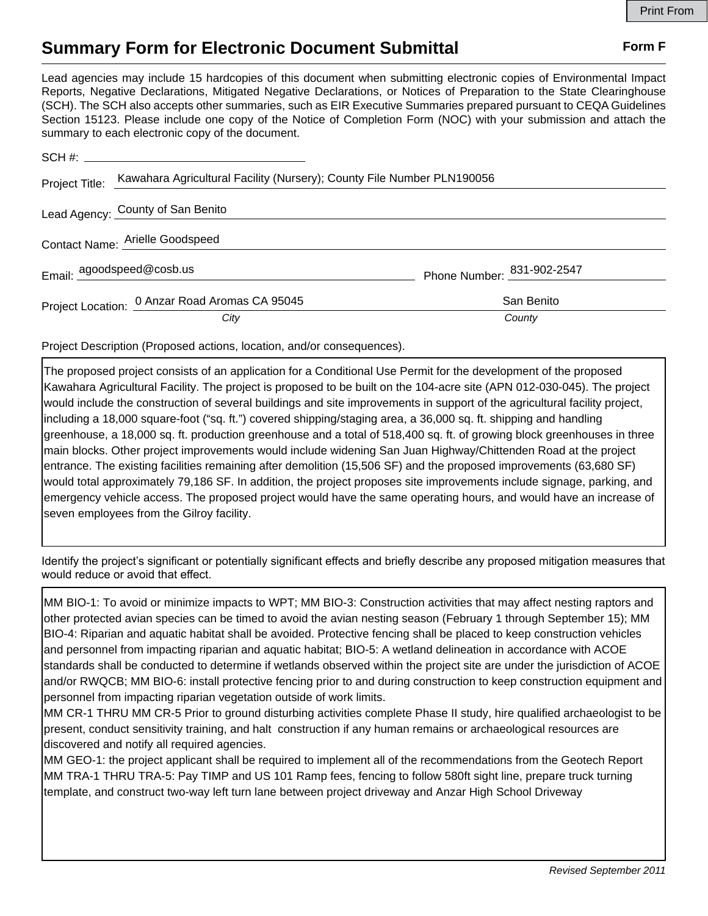Print From

# Summary Form for Electronic Document Submittal

**Form F**

Lead agencies may include 15 hardcopies of this document when submitting electronic copies of Environmental Impact Reports, Negative Declarations, Mitigated Negative Declarations, or Notices of Preparation to the State Clearinghouse (SCH). The SCH also accepts other summaries, such as EIR Executive Summaries prepared pursuant to CEQA Guidelines Section 15123. Please include one copy of the Notice of Completion Form (NOC) with your submission and attach the summary to each electronic copy of the document.

SCH #: 

Project Title: Kawahara Agricultural Facility (Nursery); County File Number PLN190056

Lead Agency: County of San Benito

Contact Name: Arielle Goodspeed

Email: agoodspeed@cosb.us    Phone Number: 831-902-2547

Project Location: 0 Anzar Road Aromas CA 95045 (*City*)    San Benito (*County*)

Project Description (Proposed actions, location, and/or consequences).

The proposed project consists of an application for a Conditional Use Permit for the development of the proposed Kawahara Agricultural Facility. The project is proposed to be built on the 104-acre site (APN 012-030-045). The project would include the construction of several buildings and site improvements in support of the agricultural facility project, including a 18,000 square-foot ("sq. ft.") covered shipping/staging area, a 36,000 sq. ft. shipping and handling greenhouse, a 18,000 sq. ft. production greenhouse and a total of 518,400 sq. ft. of growing block greenhouses in three main blocks. Other project improvements would include widening San Juan Highway/Chittenden Road at the project entrance. The existing facilities remaining after demolition (15,506 SF) and the proposed improvements (63,680 SF) would total approximately 79,186 SF. In addition, the project proposes site improvements include signage, parking, and emergency vehicle access. The proposed project would have the same operating hours, and would have an increase of seven employees from the Gilroy facility.

Identify the project's significant or potentially significant effects and briefly describe any proposed mitigation measures that would reduce or avoid that effect.

MM BIO-1: To avoid or minimize impacts to WPT; MM BIO-3: Construction activities that may affect nesting raptors and other protected avian species can be timed to avoid the avian nesting season (February 1 through September 15); MM BIO-4: Riparian and aquatic habitat shall be avoided. Protective fencing shall be placed to keep construction vehicles and personnel from impacting riparian and aquatic habitat; BIO-5: A wetland delineation in accordance with ACOE standards shall be conducted to determine if wetlands observed within the project site are under the jurisdiction of ACOE and/or RWQCB; MM BIO-6: install protective fencing prior to and during construction to keep construction equipment and personnel from impacting riparian vegetation outside of work limits.

MM CR-1 THRU MM CR-5 Prior to ground disturbing activities complete Phase II study, hire qualified archaeologist to be present, conduct sensitivity training, and halt construction if any human remains or archaeological resources are discovered and notify all required agencies.

MM GEO-1: the project applicant shall be required to implement all of the recommendations from the Geotech Report

MM TRA-1 THRU TRA-5: Pay TIMP and US 101 Ramp fees, fencing to follow 580ft sight line, prepare truck turning template, and construct two-way left turn lane between project driveway and Anzar High School Driveway

*Revised September 2011*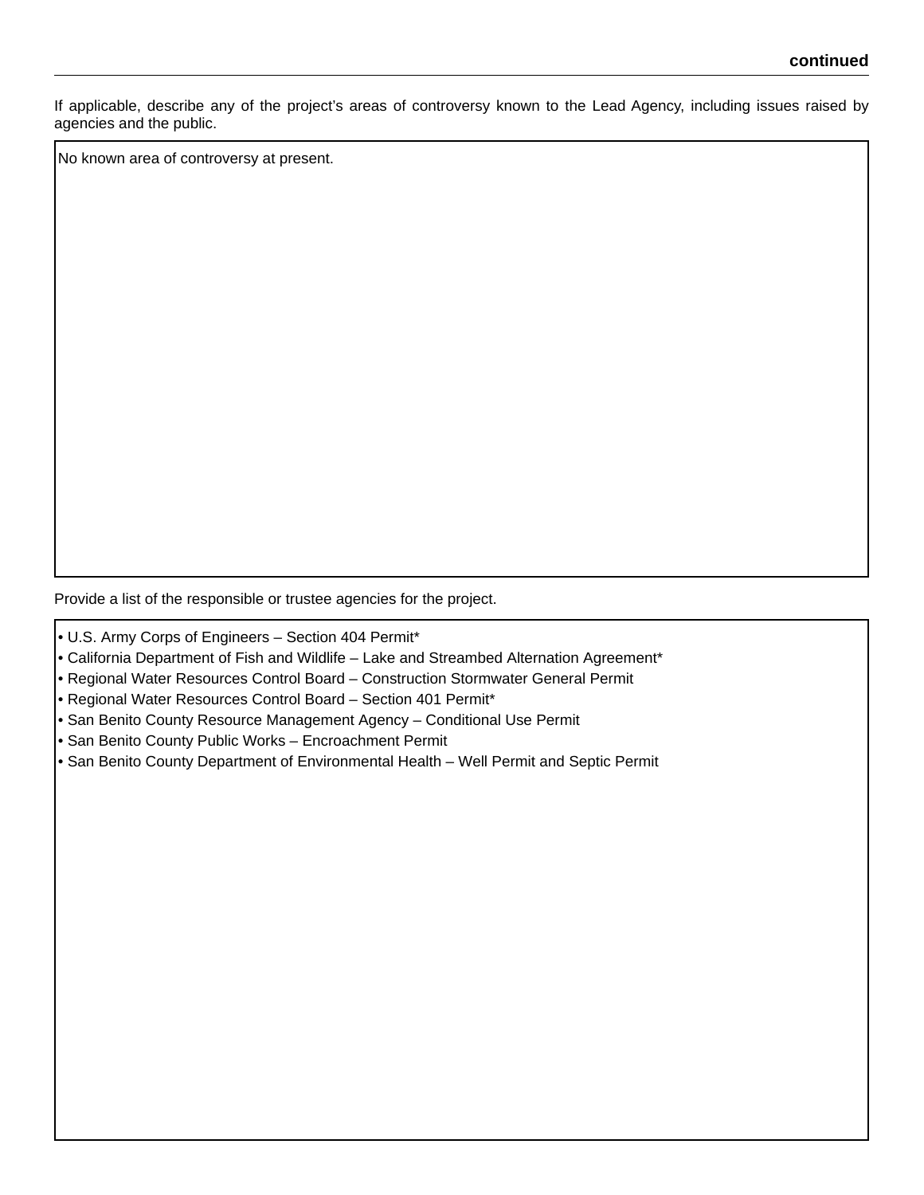**continued**

If applicable, describe any of the project's areas of controversy known to the Lead Agency, including issues raised by agencies and the public.

No known area of controversy at present.

Provide a list of the responsible or trustee agencies for the project.

- U.S. Army Corps of Engineers – Section 404 Permit*
- California Department of Fish and Wildlife – Lake and Streambed Alternation Agreement*
- Regional Water Resources Control Board – Construction Stormwater General Permit
- Regional Water Resources Control Board – Section 401 Permit*
- San Benito County Resource Management Agency – Conditional Use Permit
- San Benito County Public Works – Encroachment Permit
- San Benito County Department of Environmental Health – Well Permit and Septic Permit